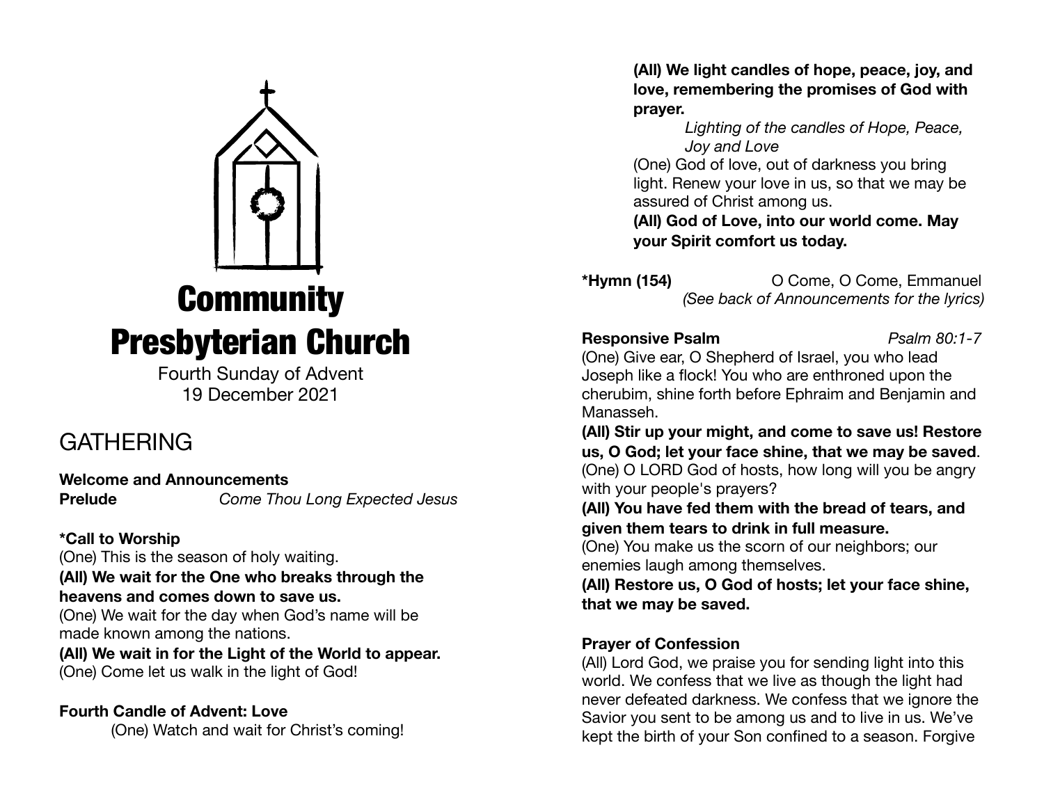# Community Presbyterian Church

Fourth Sunday of Advent
19 December 2021

## GATHERING

**Welcome and Announcements**

**Prelude** *Come Thou Long Expected Jesus*

**\*Call to Worship**

(One) This is the season of holy waiting.

**(All) We wait for the One who breaks through the heavens and comes down to save us.**

(One) We wait for the day when God's name will be made known among the nations.

**(All) We wait in for the Light of the World to appear.**

(One) Come let us walk in the light of God!

**Fourth Candle of Advent: Love**

(One) Watch and wait for Christ's coming!

**(All) We light candles of hope, peace, joy, and love, remembering the promises of God with prayer.**

*Lighting of the candles of Hope, Peace, Joy and Love*

(One) God of love, out of darkness you bring light. Renew your love in us, so that we may be assured of Christ among us.

**(All) God of Love, into our world come. May your Spirit comfort us today.**

**\*Hymn (154)** O Come, O Come, Emmanuel
*(See back of Announcements for the lyrics)*

**Responsive Psalm** *Psalm 80:1-7*

(One) Give ear, O Shepherd of Israel, you who lead Joseph like a flock! You who are enthroned upon the cherubim, shine forth before Ephraim and Benjamin and Manasseh.

**(All) Stir up your might, and come to save us! Restore us, O God; let your face shine, that we may be saved**.

(One) O LORD God of hosts, how long will you be angry with your people's prayers?

**(All) You have fed them with the bread of tears, and given them tears to drink in full measure.**

(One) You make us the scorn of our neighbors; our enemies laugh among themselves.

**(All) Restore us, O God of hosts; let your face shine, that we may be saved.**

**Prayer of Confession**

(All) Lord God, we praise you for sending light into this world. We confess that we live as though the light had never defeated darkness. We confess that we ignore the Savior you sent to be among us and to live in us. We've kept the birth of your Son confined to a season. Forgive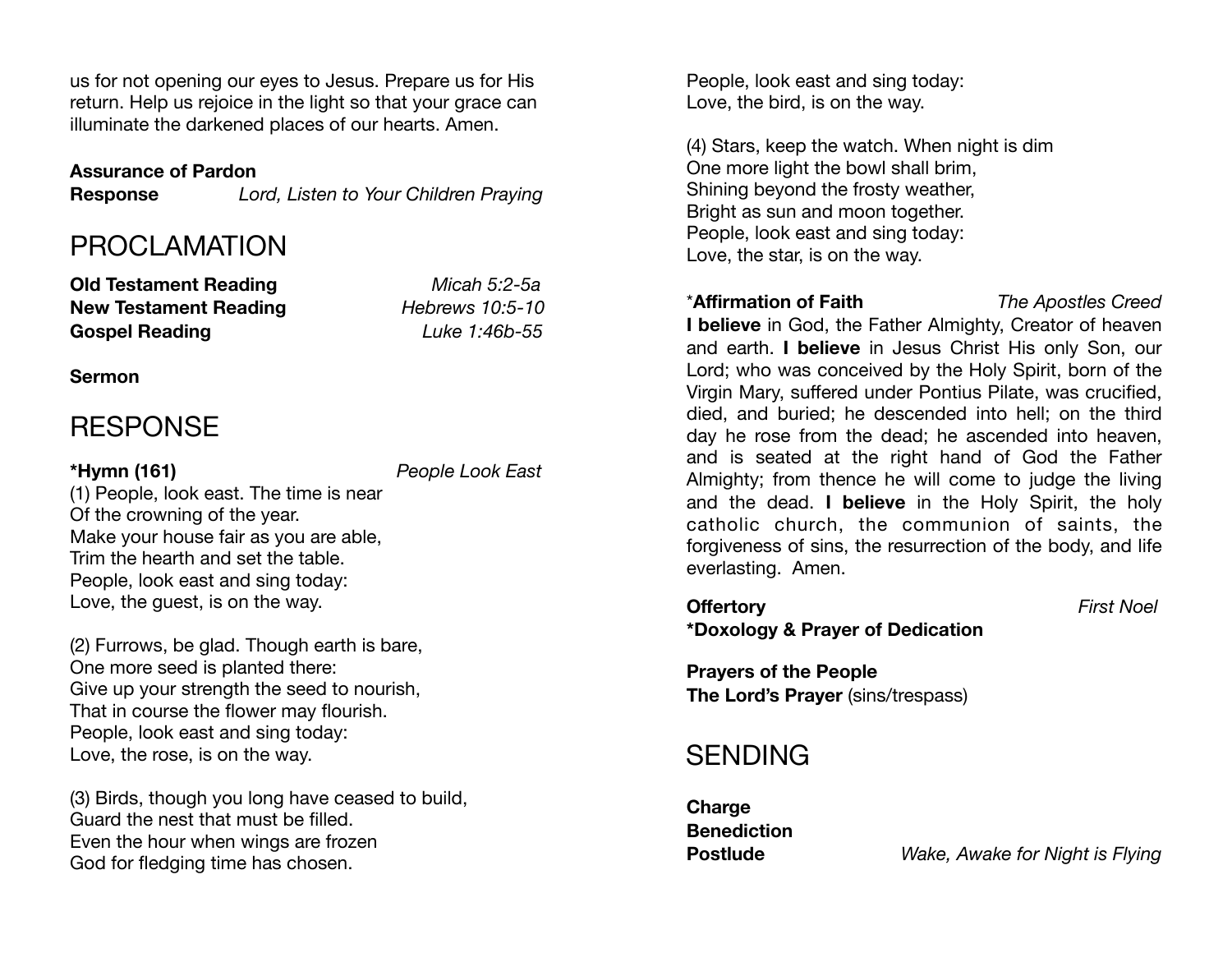us for not opening our eyes to Jesus. Prepare us for His return. Help us rejoice in the light so that your grace can illuminate the darkened places of our hearts. Amen.

**Assurance of Pardon**
**Response** *Lord, Listen to Your Children Praying*

# PROCLAMATION

**Old Testament Reading** *Micah 5:2-5a*
**New Testament Reading** *Hebrews 10:5-10*
**Gospel Reading** *Luke 1:46b-55*

**Sermon**

# RESPONSE

***Hymn (161)** *People Look East*

(1) People, look east. The time is near
Of the crowning of the year.
Make your house fair as you are able,
Trim the hearth and set the table.
People, look east and sing today:
Love, the guest, is on the way.

(2) Furrows, be glad. Though earth is bare,
One more seed is planted there:
Give up your strength the seed to nourish,
That in course the flower may flourish.
People, look east and sing today:
Love, the rose, is on the way.

(3) Birds, though you long have ceased to build,
Guard the nest that must be filled.
Even the hour when wings are frozen
God for fledging time has chosen.
People, look east and sing today:
Love, the bird, is on the way.

(4) Stars, keep the watch. When night is dim
One more light the bowl shall brim,
Shining beyond the frosty weather,
Bright as sun and moon together.
People, look east and sing today:
Love, the star, is on the way.

***Affirmation of Faith** *The Apostles Creed*

**I believe** in God, the Father Almighty, Creator of heaven and earth. **I believe** in Jesus Christ His only Son, our Lord; who was conceived by the Holy Spirit, born of the Virgin Mary, suffered under Pontius Pilate, was crucified, died, and buried; he descended into hell; on the third day he rose from the dead; he ascended into heaven, and is seated at the right hand of God the Father Almighty; from thence he will come to judge the living and the dead. **I believe** in the Holy Spirit, the holy catholic church, the communion of saints, the forgiveness of sins, the resurrection of the body, and life everlasting. Amen.

**Offertory** *First Noel*
***Doxology & Prayer of Dedication**

**Prayers of the People**
**The Lord's Prayer** (sins/trespass)

# SENDING

**Charge**
**Benediction**
**Postlude** *Wake, Awake for Night is Flying*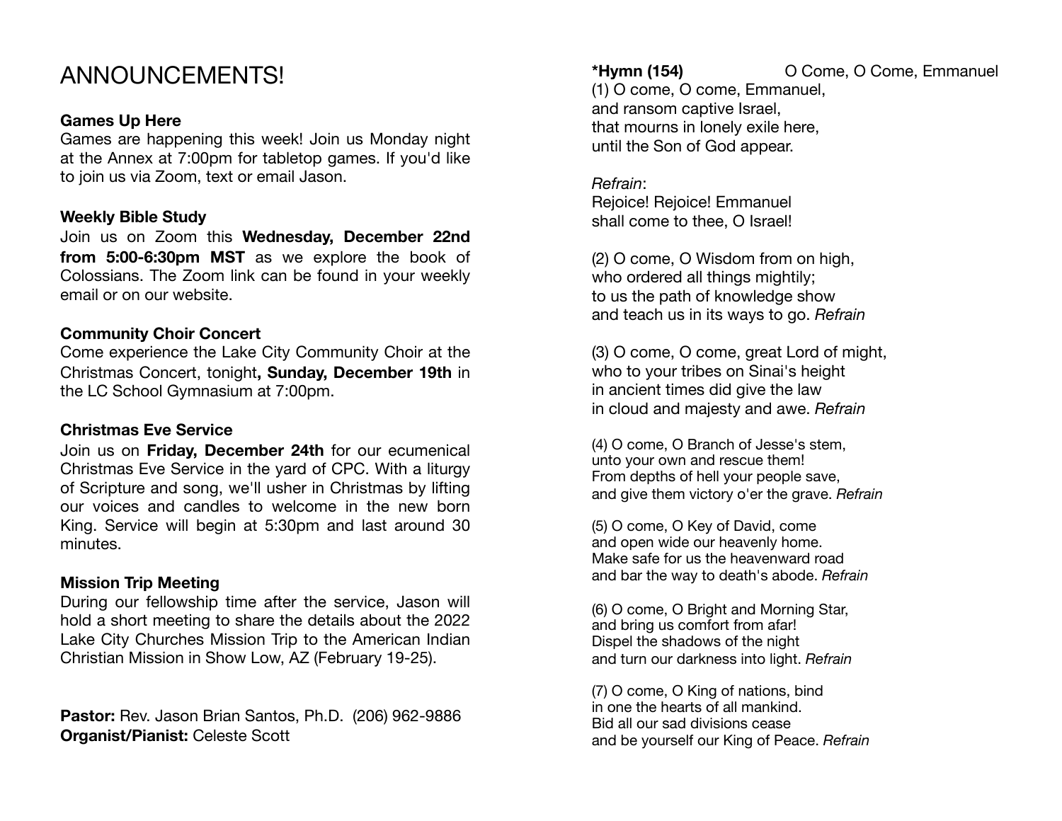# ANNOUNCEMENTS!

**Games Up Here**
Games are happening this week! Join us Monday night at the Annex at 7:00pm for tabletop games. If you'd like to join us via Zoom, text or email Jason.

**Weekly Bible Study**
Join us on Zoom this **Wednesday, December 22nd from 5:00-6:30pm MST** as we explore the book of Colossians. The Zoom link can be found in your weekly email or on our website.

**Community Choir Concert**
Come experience the Lake City Community Choir at the Christmas Concert, tonight**, Sunday, December 19th** in the LC School Gymnasium at 7:00pm.

**Christmas Eve Service**
Join us on **Friday, December 24th** for our ecumenical Christmas Eve Service in the yard of CPC. With a liturgy of Scripture and song, we'll usher in Christmas by lifting our voices and candles to welcome in the new born King. Service will begin at 5:30pm and last around 30 minutes.

**Mission Trip Meeting**
During our fellowship time after the service, Jason will hold a short meeting to share the details about the 2022 Lake City Churches Mission Trip to the American Indian Christian Mission in Show Low, AZ (February 19-25).

**Pastor:** Rev. Jason Brian Santos, Ph.D. (206) 962-9886
**Organist/Pianist:** Celeste Scott

**\*Hymn (154)** O Come, O Come, Emmanuel

(1) O come, O come, Emmanuel,
and ransom captive Israel,
that mourns in lonely exile here,
until the Son of God appear.

*Refrain*:
Rejoice! Rejoice! Emmanuel
shall come to thee, O Israel!

(2) O come, O Wisdom from on high,
who ordered all things mightily;
to us the path of knowledge show
and teach us in its ways to go. *Refrain*

(3) O come, O come, great Lord of might,
who to your tribes on Sinai's height
in ancient times did give the law
in cloud and majesty and awe. *Refrain*

(4) O come, O Branch of Jesse's stem,
unto your own and rescue them!
From depths of hell your people save,
and give them victory o'er the grave. *Refrain*

(5) O come, O Key of David, come
and open wide our heavenly home.
Make safe for us the heavenward road
and bar the way to death's abode. *Refrain*

(6) O come, O Bright and Morning Star,
and bring us comfort from afar!
Dispel the shadows of the night
and turn our darkness into light. *Refrain*

(7) O come, O King of nations, bind
in one the hearts of all mankind.
Bid all our sad divisions cease
and be yourself our King of Peace. *Refrain*